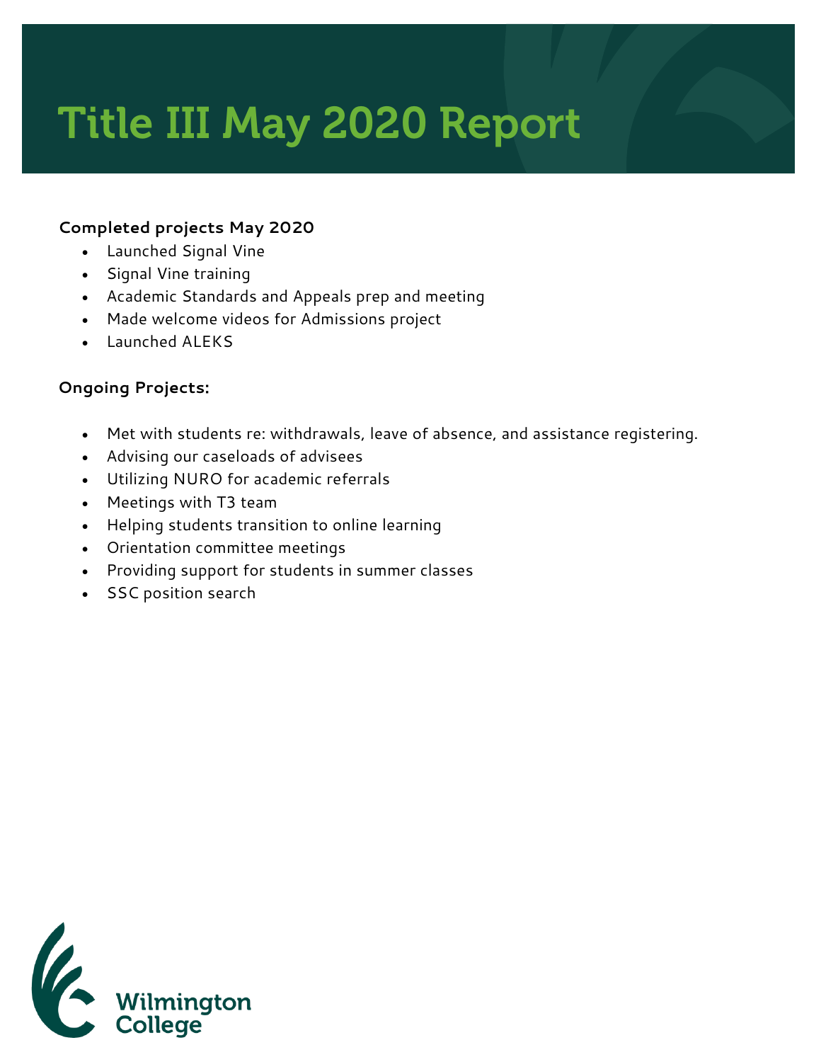# Title III May 2020 Report

**Completed projects May 2020**

- Launched Signal Vine
- Signal Vine training
- Academic Standards and Appeals prep and meeting
- Made welcome videos for Admissions project
- Launched ALEKS

**Ongoing Projects:**

- Met with students re: withdrawals, leave of absence, and assistance registering.
- Advising our caseloads of advisees
- Utilizing NURO for academic referrals
- Meetings with T3 team
- Helping students transition to online learning
- Orientation committee meetings
- Providing support for students in summer classes
- SSC position search

Wilmington College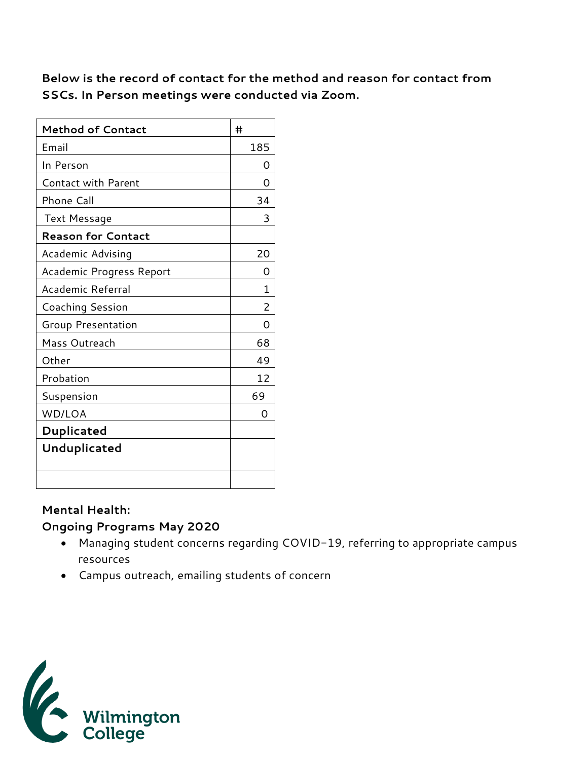**Below is the record of contact for the method and reason for contact from SSCs. In Person meetings were conducted via Zoom.**

| **Method of Contact** | # |
|---|---|
| Email | 185 |
| In Person | 0 |
| Contact with Parent | 0 |
| Phone Call | 34 |
| Text Message | 3 |
| **Reason for Contact** | |
| Academic Advising | 20 |
| Academic Progress Report | 0 |
| Academic Referral | 1 |
| Coaching Session | 2 |
| Group Presentation | 0 |
| Mass Outreach | 68 |
| Other | 49 |
| Probation | 12 |
| Suspension | 69 |
| WD/LOA | 0 |
| **Duplicated** | |
| **Unduplicated** | |
| | |

**Mental Health:**

**Ongoing Programs May 2020**

- Managing student concerns regarding COVID-19, referring to appropriate campus resources
- Campus outreach, emailing students of concern

Wilmington College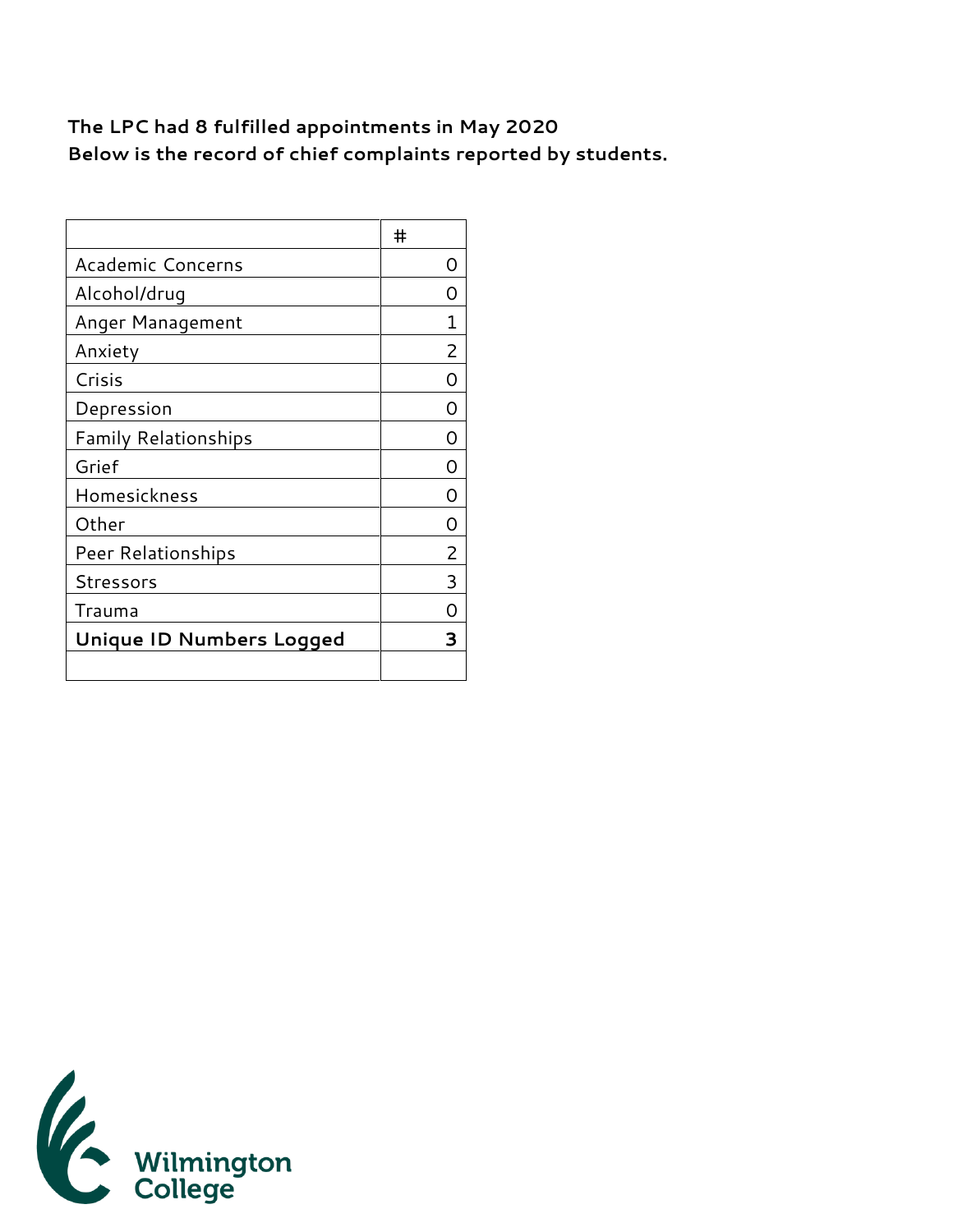**The LPC had 8 fulfilled appointments in May 2020**
**Below is the record of chief complaints reported by students.**

| | # |
|---|---|
| Academic Concerns | 0 |
| Alcohol/drug | 0 |
| Anger Management | 1 |
| Anxiety | 2 |
| Crisis | 0 |
| Depression | 0 |
| Family Relationships | 0 |
| Grief | 0 |
| Homesickness | 0 |
| Other | 0 |
| Peer Relationships | 2 |
| Stressors | 3 |
| Trauma | 0 |
| **Unique ID Numbers Logged** | **3** |
| | |

Wilmington College